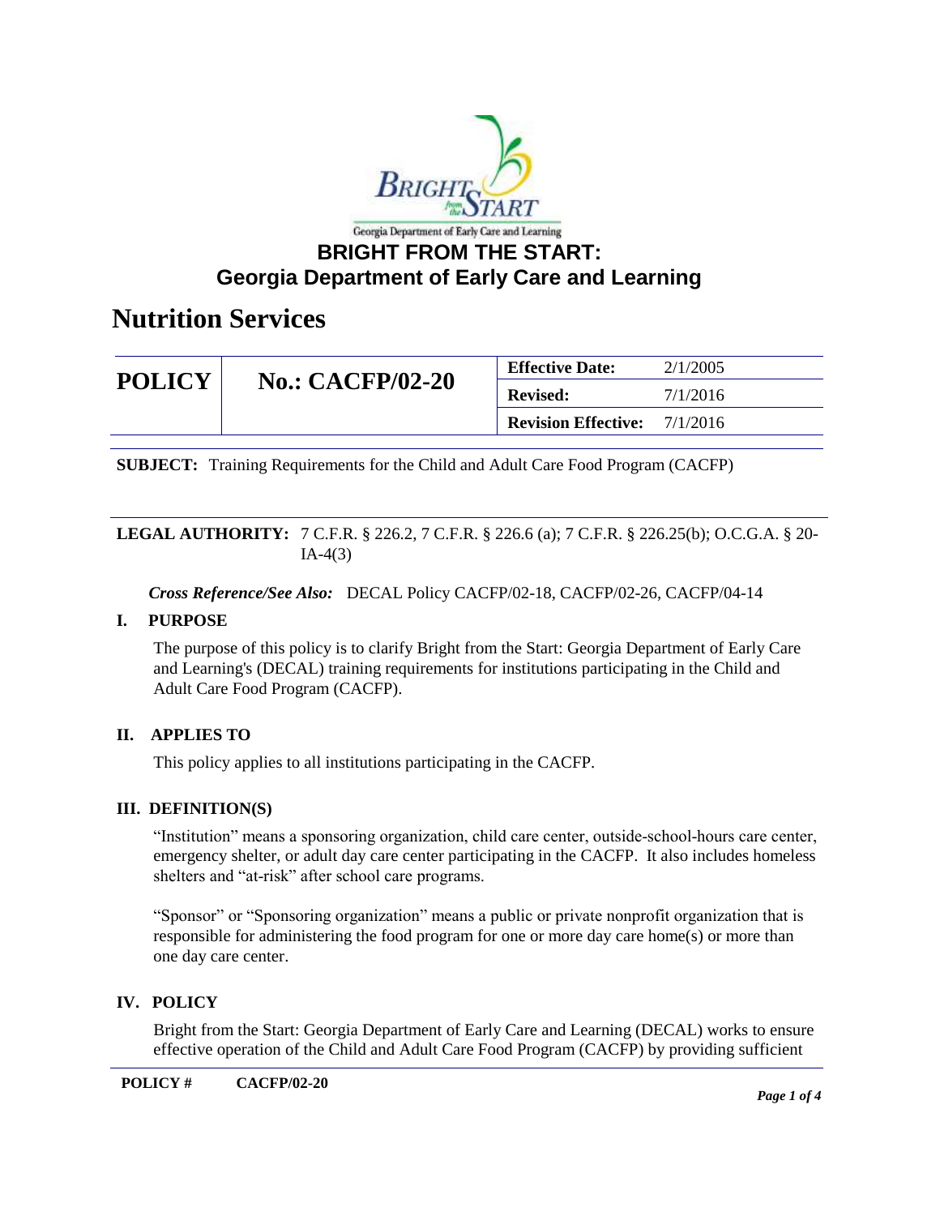Georgia Department of Early Care and Learning

# BRIGHT FROM THE START: Georgia Department of Early Care and Learning

# Nutrition Services

| POLICY | No.: CACFP/02-20 | Effective Date: | 2/1/2005 |
|---|---|---|---|
| | | Revised: | 7/1/2016 |
| | | Revision Effective: | 7/1/2016 |

**SUBJECT:** Training Requirements for the Child and Adult Care Food Program (CACFP)

**LEGAL AUTHORITY:** 7 C.F.R. § 226.2, 7 C.F.R. § 226.6 (a); 7 C.F.R. § 226.25(b); O.C.G.A. § 20-IA-4(3)

***Cross Reference/See Also:*** DECAL Policy CACFP/02-18, CACFP/02-26, CACFP/04-14

## I. PURPOSE

The purpose of this policy is to clarify Bright from the Start: Georgia Department of Early Care and Learning's (DECAL) training requirements for institutions participating in the Child and Adult Care Food Program (CACFP).

## II. APPLIES TO

This policy applies to all institutions participating in the CACFP.

## III. DEFINITION(S)

"Institution" means a sponsoring organization, child care center, outside-school-hours care center, emergency shelter, or adult day care center participating in the CACFP. It also includes homeless shelters and "at-risk" after school care programs.

"Sponsor" or "Sponsoring organization" means a public or private nonprofit organization that is responsible for administering the food program for one or more day care home(s) or more than one day care center.

## IV. POLICY

Bright from the Start: Georgia Department of Early Care and Learning (DECAL) works to ensure effective operation of the Child and Adult Care Food Program (CACFP) by providing sufficient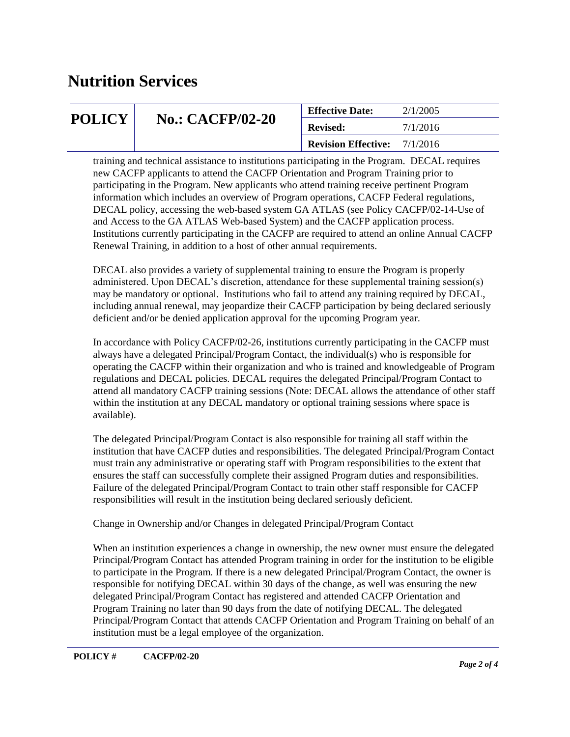training and technical assistance to institutions participating in the Program. DECAL requires new CACFP applicants to attend the CACFP Orientation and Program Training prior to participating in the Program. New applicants who attend training receive pertinent Program information which includes an overview of Program operations, CACFP Federal regulations, DECAL policy, accessing the web-based system GA ATLAS (see Policy CACFP/02-14-Use of and Access to the GA ATLAS Web-based System) and the CACFP application process. Institutions currently participating in the CACFP are required to attend an online Annual CACFP Renewal Training, in addition to a host of other annual requirements.

DECAL also provides a variety of supplemental training to ensure the Program is properly administered. Upon DECAL's discretion, attendance for these supplemental training session(s) may be mandatory or optional. Institutions who fail to attend any training required by DECAL, including annual renewal, may jeopardize their CACFP participation by being declared seriously deficient and/or be denied application approval for the upcoming Program year.

In accordance with Policy CACFP/02-26, institutions currently participating in the CACFP must always have a delegated Principal/Program Contact, the individual(s) who is responsible for operating the CACFP within their organization and who is trained and knowledgeable of Program regulations and DECAL policies. DECAL requires the delegated Principal/Program Contact to attend all mandatory CACFP training sessions (Note: DECAL allows the attendance of other staff within the institution at any DECAL mandatory or optional training sessions where space is available).

The delegated Principal/Program Contact is also responsible for training all staff within the institution that have CACFP duties and responsibilities. The delegated Principal/Program Contact must train any administrative or operating staff with Program responsibilities to the extent that ensures the staff can successfully complete their assigned Program duties and responsibilities. Failure of the delegated Principal/Program Contact to train other staff responsible for CACFP responsibilities will result in the institution being declared seriously deficient.

Change in Ownership and/or Changes in delegated Principal/Program Contact

When an institution experiences a change in ownership, the new owner must ensure the delegated Principal/Program Contact has attended Program training in order for the institution to be eligible to participate in the Program. If there is a new delegated Principal/Program Contact, the owner is responsible for notifying DECAL within 30 days of the change, as well was ensuring the new delegated Principal/Program Contact has registered and attended CACFP Orientation and Program Training no later than 90 days from the date of notifying DECAL. The delegated Principal/Program Contact that attends CACFP Orientation and Program Training on behalf of an institution must be a legal employee of the organization.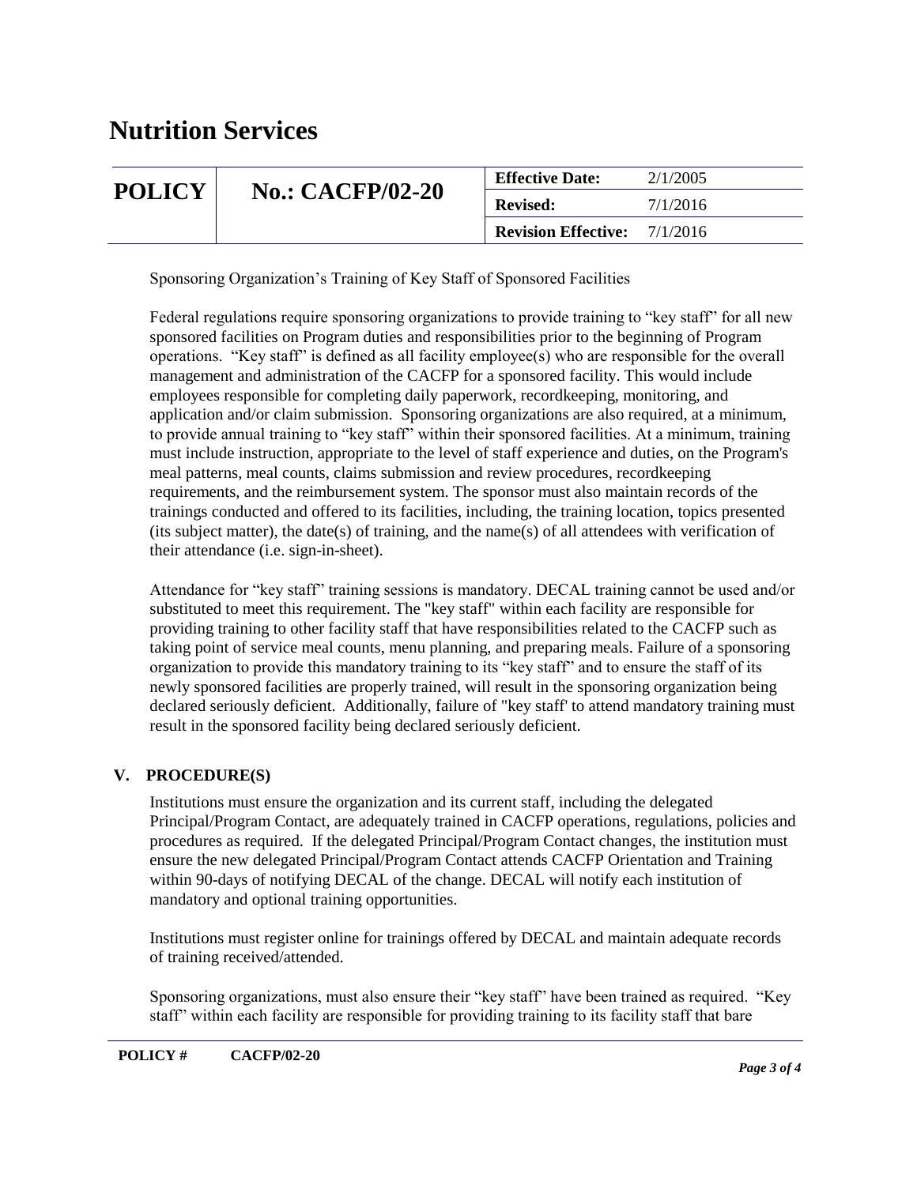# Nutrition Services

| POLICY | No.: CACFP/02-20 | Effective Date: | 2/1/2005 |
|---|---|---|---|
| | | Revised: | 7/1/2016 |
| | | Revision Effective: | 7/1/2016 |

Sponsoring Organization's Training of Key Staff of Sponsored Facilities

Federal regulations require sponsoring organizations to provide training to "key staff" for all new sponsored facilities on Program duties and responsibilities prior to the beginning of Program operations. "Key staff" is defined as all facility employee(s) who are responsible for the overall management and administration of the CACFP for a sponsored facility. This would include employees responsible for completing daily paperwork, recordkeeping, monitoring, and application and/or claim submission. Sponsoring organizations are also required, at a minimum, to provide annual training to "key staff" within their sponsored facilities. At a minimum, training must include instruction, appropriate to the level of staff experience and duties, on the Program's meal patterns, meal counts, claims submission and review procedures, recordkeeping requirements, and the reimbursement system. The sponsor must also maintain records of the trainings conducted and offered to its facilities, including, the training location, topics presented (its subject matter), the date(s) of training, and the name(s) of all attendees with verification of their attendance (i.e. sign-in-sheet).

Attendance for "key staff" training sessions is mandatory. DECAL training cannot be used and/or substituted to meet this requirement. The "key staff" within each facility are responsible for providing training to other facility staff that have responsibilities related to the CACFP such as taking point of service meal counts, menu planning, and preparing meals. Failure of a sponsoring organization to provide this mandatory training to its "key staff" and to ensure the staff of its newly sponsored facilities are properly trained, will result in the sponsoring organization being declared seriously deficient. Additionally, failure of "key staff' to attend mandatory training must result in the sponsored facility being declared seriously deficient.

## V. PROCEDURE(S)

Institutions must ensure the organization and its current staff, including the delegated Principal/Program Contact, are adequately trained in CACFP operations, regulations, policies and procedures as required. If the delegated Principal/Program Contact changes, the institution must ensure the new delegated Principal/Program Contact attends CACFP Orientation and Training within 90-days of notifying DECAL of the change. DECAL will notify each institution of mandatory and optional training opportunities.

Institutions must register online for trainings offered by DECAL and maintain adequate records of training received/attended.

Sponsoring organizations, must also ensure their "key staff" have been trained as required. "Key staff" within each facility are responsible for providing training to its facility staff that bare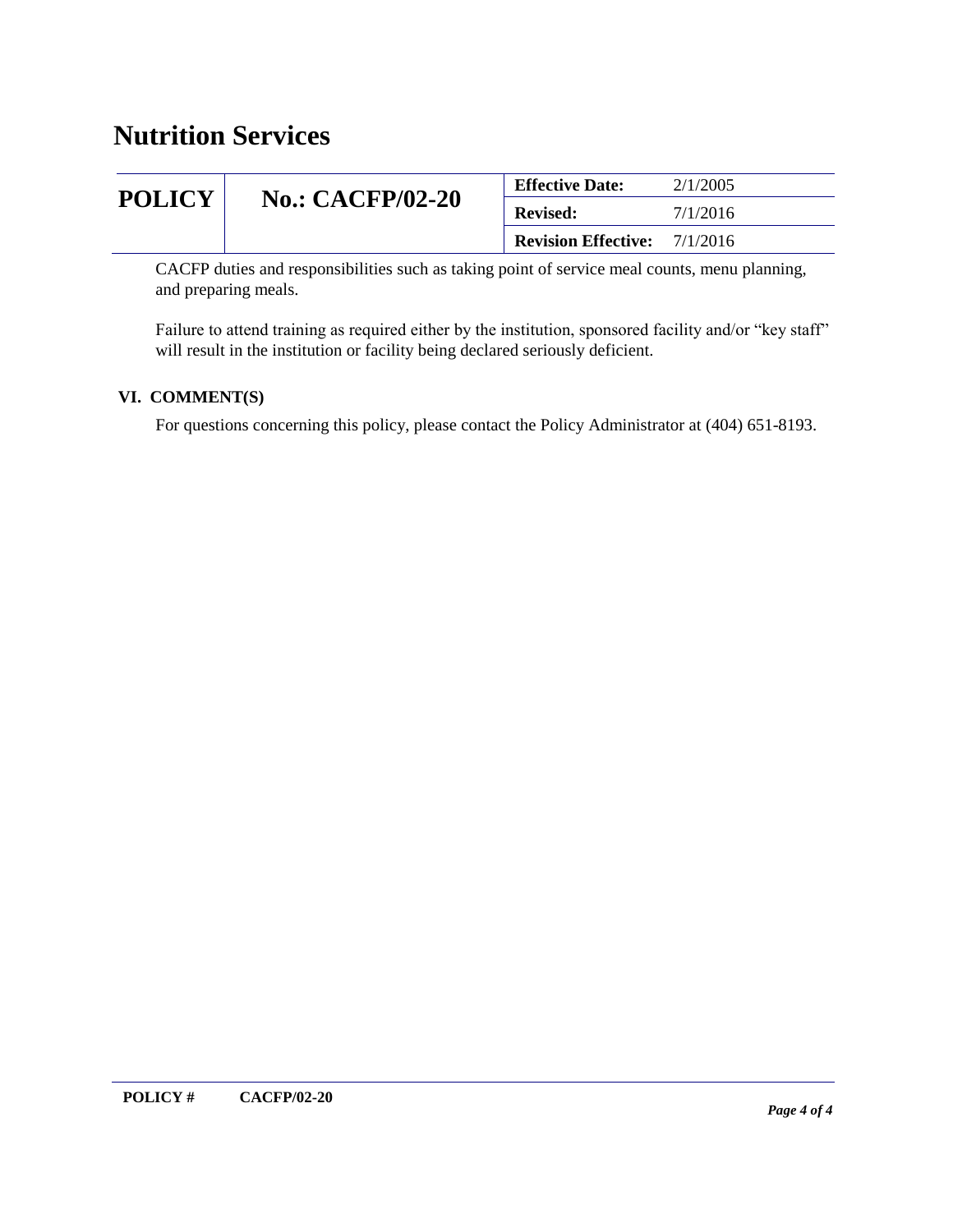CACFP duties and responsibilities such as taking point of service meal counts, menu planning, and preparing meals.

Failure to attend training as required either by the institution, sponsored facility and/or "key staff" will result in the institution or facility being declared seriously deficient.

**VI. COMMENT(S)**

For questions concerning this policy, please contact the Policy Administrator at (404) 651-8193.